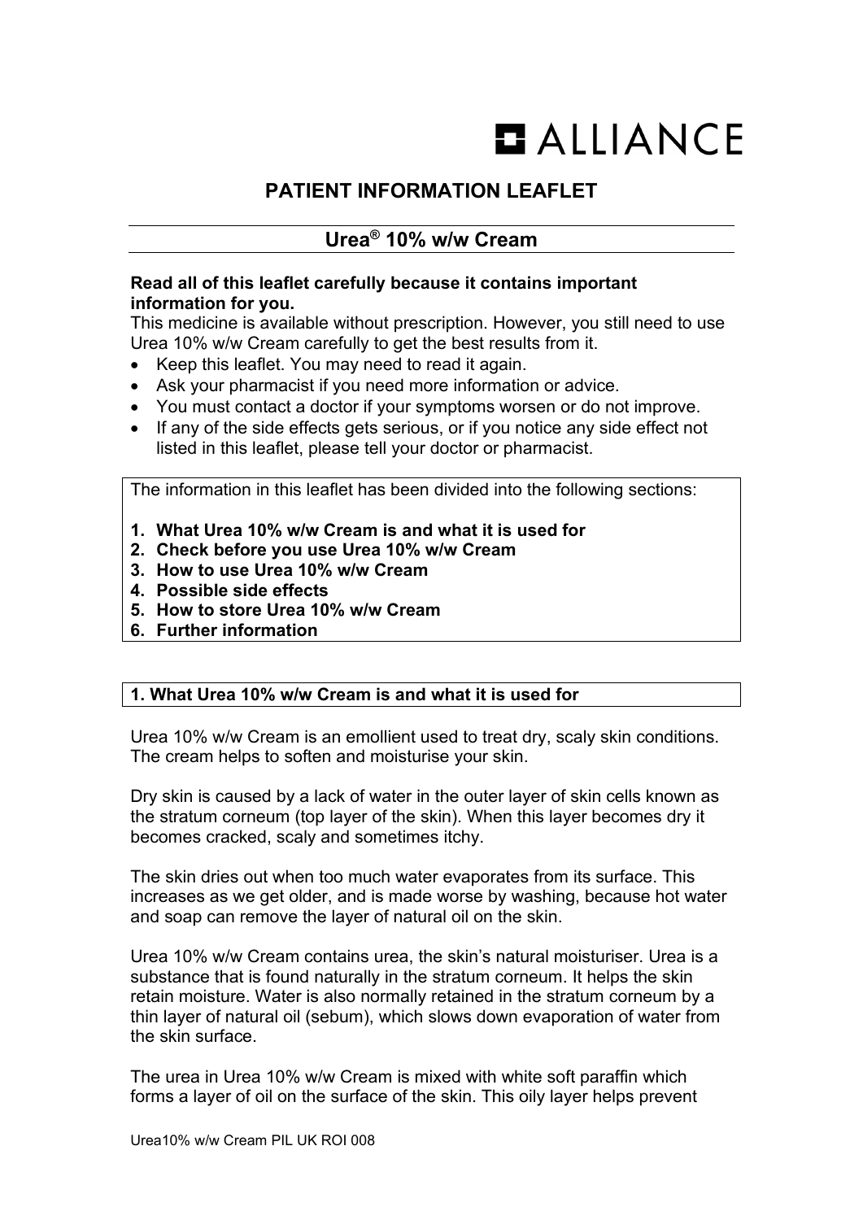ALLIANCE

# PATIENT INFORMATION LEAFLET

## Urea® 10% w/w Cream

**Read all of this leaflet carefully because it contains important information for you.**

This medicine is available without prescription. However, you still need to use Urea 10% w/w Cream carefully to get the best results from it.

- Keep this leaflet. You may need to read it again.
- Ask your pharmacist if you need more information or advice.
- You must contact a doctor if your symptoms worsen or do not improve.
- If any of the side effects gets serious, or if you notice any side effect not listed in this leaflet, please tell your doctor or pharmacist.

The information in this leaflet has been divided into the following sections:

1. **What Urea 10% w/w Cream is and what it is used for**
2. **Check before you use Urea 10% w/w Cream**
3. **How to use Urea 10% w/w Cream**
4. **Possible side effects**
5. **How to store Urea 10% w/w Cream**
6. **Further information**

### 1. What Urea 10% w/w Cream is and what it is used for

Urea 10% w/w Cream is an emollient used to treat dry, scaly skin conditions. The cream helps to soften and moisturise your skin.

Dry skin is caused by a lack of water in the outer layer of skin cells known as the stratum corneum (top layer of the skin). When this layer becomes dry it becomes cracked, scaly and sometimes itchy.

The skin dries out when too much water evaporates from its surface. This increases as we get older, and is made worse by washing, because hot water and soap can remove the layer of natural oil on the skin.

Urea 10% w/w Cream contains urea, the skin's natural moisturiser. Urea is a substance that is found naturally in the stratum corneum. It helps the skin retain moisture. Water is also normally retained in the stratum corneum by a thin layer of natural oil (sebum), which slows down evaporation of water from the skin surface.

The urea in Urea 10% w/w Cream is mixed with white soft paraffin which forms a layer of oil on the surface of the skin. This oily layer helps prevent

Urea10% w/w Cream PIL UK ROI 008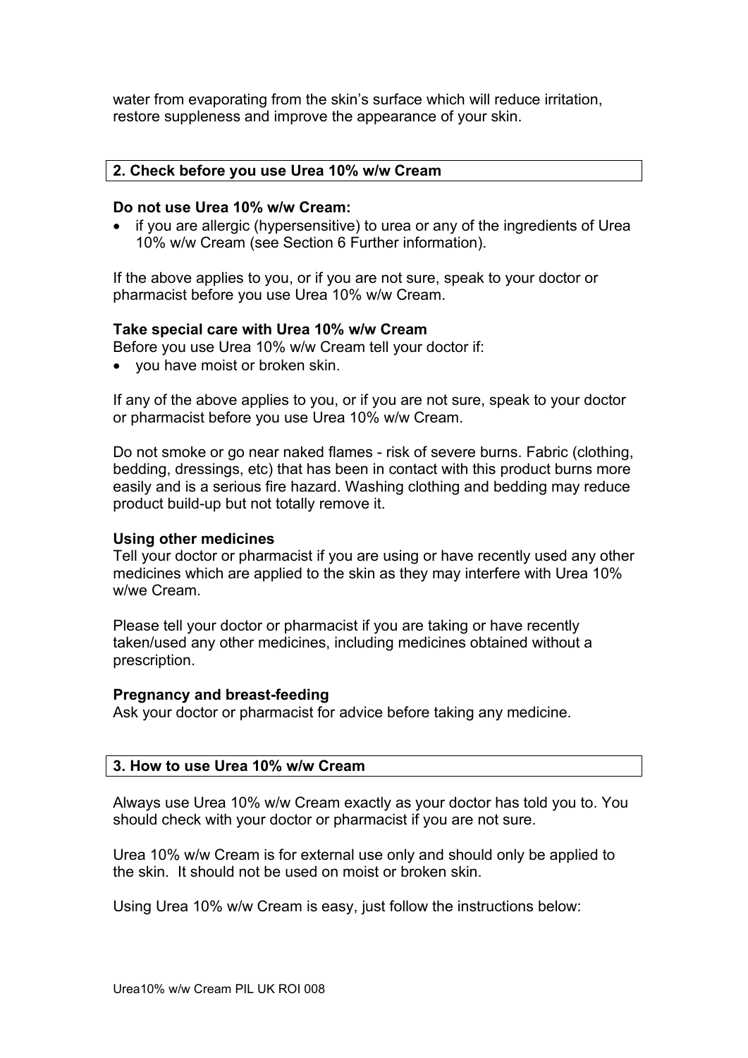water from evaporating from the skin's surface which will reduce irritation, restore suppleness and improve the appearance of your skin.

## 2. Check before you use Urea 10% w/w Cream

**Do not use Urea 10% w/w Cream:**

- if you are allergic (hypersensitive) to urea or any of the ingredients of Urea 10% w/w Cream (see Section 6 Further information).

If the above applies to you, or if you are not sure, speak to your doctor or pharmacist before you use Urea 10% w/w Cream.

**Take special care with Urea 10% w/w Cream**

Before you use Urea 10% w/w Cream tell your doctor if:

- you have moist or broken skin.

If any of the above applies to you, or if you are not sure, speak to your doctor or pharmacist before you use Urea 10% w/w Cream.

Do not smoke or go near naked flames - risk of severe burns. Fabric (clothing, bedding, dressings, etc) that has been in contact with this product burns more easily and is a serious fire hazard. Washing clothing and bedding may reduce product build-up but not totally remove it.

**Using other medicines**

Tell your doctor or pharmacist if you are using or have recently used any other medicines which are applied to the skin as they may interfere with Urea 10% w/we Cream.

Please tell your doctor or pharmacist if you are taking or have recently taken/used any other medicines, including medicines obtained without a prescription.

**Pregnancy and breast-feeding**

Ask your doctor or pharmacist for advice before taking any medicine.

## 3. How to use Urea 10% w/w Cream

Always use Urea 10% w/w Cream exactly as your doctor has told you to. You should check with your doctor or pharmacist if you are not sure.

Urea 10% w/w Cream is for external use only and should only be applied to the skin. It should not be used on moist or broken skin.

Using Urea 10% w/w Cream is easy, just follow the instructions below: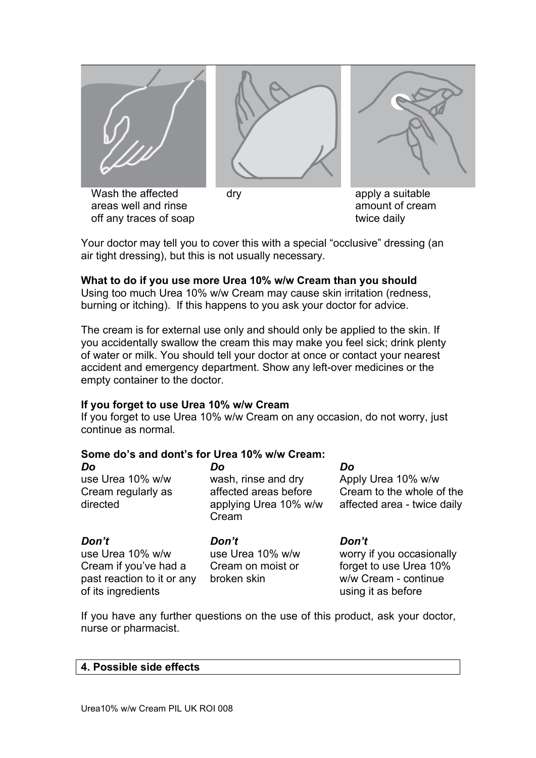| Wash the affected areas well and rinse off any traces of soap | dry | apply a suitable amount of cream twice daily |
|---|---|---|

Your doctor may tell you to cover this with a special “occlusive” dressing (an air tight dressing), but this is not usually necessary.

**What to do if you use more Urea 10% w/w Cream than you should**
Using too much Urea 10% w/w Cream may cause skin irritation (redness, burning or itching). If this happens to you ask your doctor for advice.

The cream is for external use only and should only be applied to the skin. If you accidentally swallow the cream this may make you feel sick; drink plenty of water or milk. You should tell your doctor at once or contact your nearest accident and emergency department. Show any left-over medicines or the empty container to the doctor.

**If you forget to use Urea 10% w/w Cream**
If you forget to use Urea 10% w/w Cream on any occasion, do not worry, just continue as normal.

**Some do’s and dont’s for Urea 10% w/w Cream:**

| ***Do*** | ***Do*** | ***Do*** |
|---|---|---|
| use Urea 10% w/w Cream regularly as directed | wash, rinse and dry affected areas before applying Urea 10% w/w Cream | Apply Urea 10% w/w Cream to the whole of the affected area - twice daily |
| ***Don’t*** | ***Don’t*** | ***Don’t*** |
| use Urea 10% w/w Cream if you’ve had a past reaction to it or any of its ingredients | use Urea 10% w/w Cream on moist or broken skin | worry if you occasionally forget to use Urea 10% w/w Cream - continue using it as before |

If you have any further questions on the use of this product, ask your doctor, nurse or pharmacist.

## 4. Possible side effects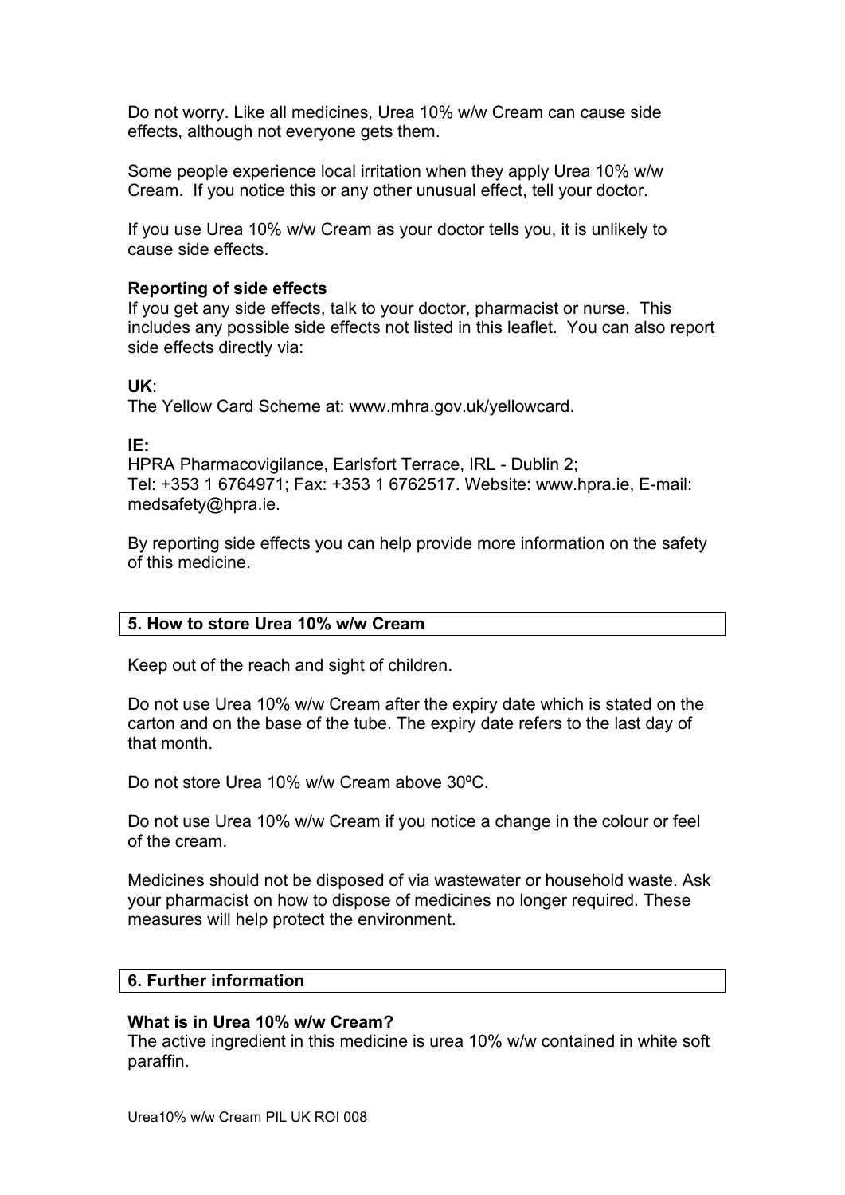Do not worry. Like all medicines, Urea 10% w/w Cream can cause side effects, although not everyone gets them.

Some people experience local irritation when they apply Urea 10% w/w Cream. If you notice this or any other unusual effect, tell your doctor.

If you use Urea 10% w/w Cream as your doctor tells you, it is unlikely to cause side effects.

**Reporting of side effects**
If you get any side effects, talk to your doctor, pharmacist or nurse. This includes any possible side effects not listed in this leaflet. You can also report side effects directly via:

**UK**:
The Yellow Card Scheme at: www.mhra.gov.uk/yellowcard.

**IE:**
HPRA Pharmacovigilance, Earlsfort Terrace, IRL - Dublin 2;
Tel: +353 1 6764971; Fax: +353 1 6762517. Website: www.hpra.ie, E-mail: medsafety@hpra.ie.

By reporting side effects you can help provide more information on the safety of this medicine.

## 5. How to store Urea 10% w/w Cream

Keep out of the reach and sight of children.

Do not use Urea 10% w/w Cream after the expiry date which is stated on the carton and on the base of the tube. The expiry date refers to the last day of that month.

Do not store Urea 10% w/w Cream above 30ºC.

Do not use Urea 10% w/w Cream if you notice a change in the colour or feel of the cream.

Medicines should not be disposed of via wastewater or household waste. Ask your pharmacist on how to dispose of medicines no longer required. These measures will help protect the environment.

## 6. Further information

**What is in Urea 10% w/w Cream?**
The active ingredient in this medicine is urea 10% w/w contained in white soft paraffin.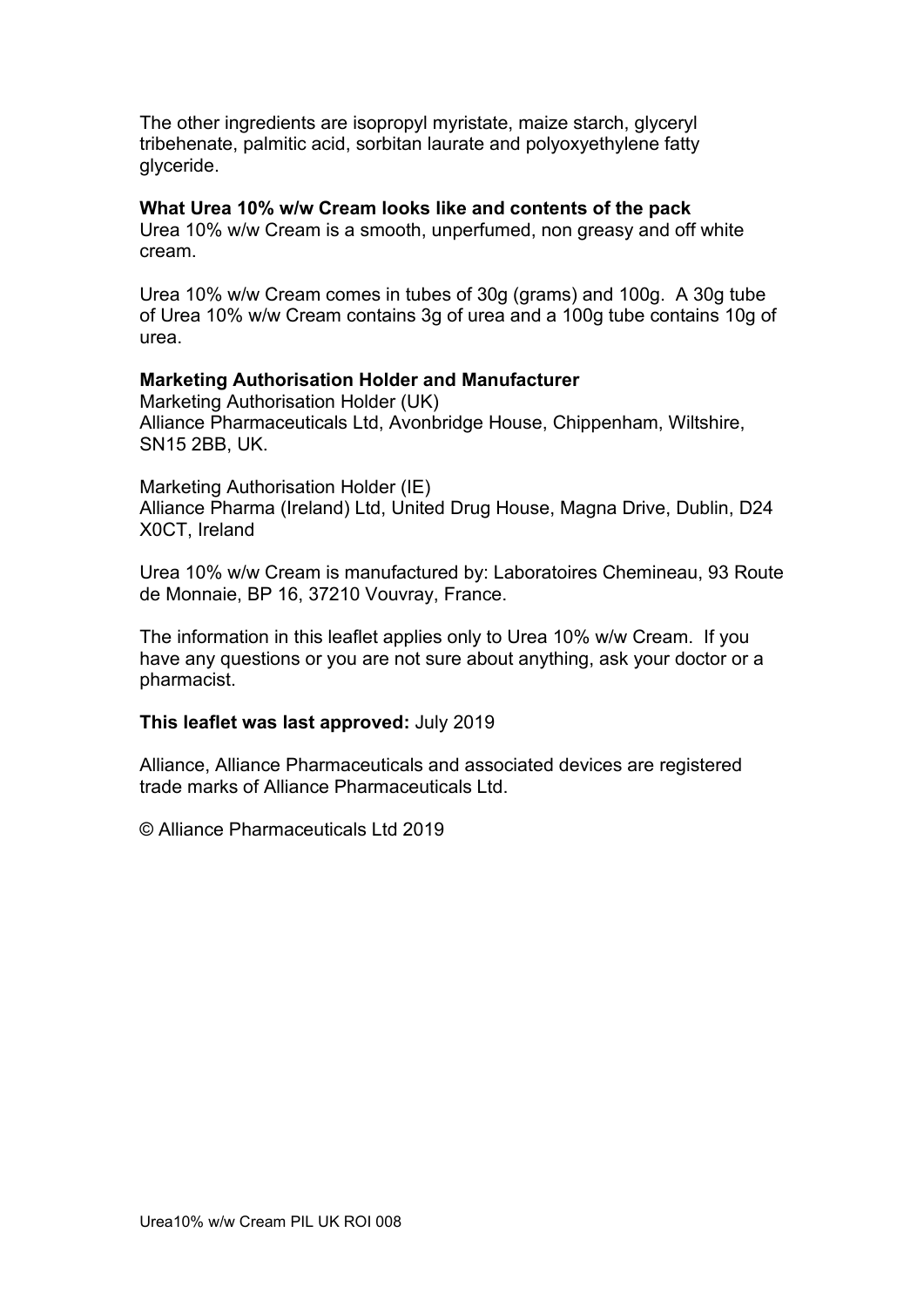The other ingredients are isopropyl myristate, maize starch, glyceryl tribehenate, palmitic acid, sorbitan laurate and polyoxyethylene fatty glyceride.

**What Urea 10% w/w Cream looks like and contents of the pack**

Urea 10% w/w Cream is a smooth, unperfumed, non greasy and off white cream.

Urea 10% w/w Cream comes in tubes of 30g (grams) and 100g. A 30g tube of Urea 10% w/w Cream contains 3g of urea and a 100g tube contains 10g of urea.

**Marketing Authorisation Holder and Manufacturer**

Marketing Authorisation Holder (UK)
Alliance Pharmaceuticals Ltd, Avonbridge House, Chippenham, Wiltshire, SN15 2BB, UK.

Marketing Authorisation Holder (IE)
Alliance Pharma (Ireland) Ltd, United Drug House, Magna Drive, Dublin, D24 X0CT, Ireland

Urea 10% w/w Cream is manufactured by: Laboratoires Chemineau, 93 Route de Monnaie, BP 16, 37210 Vouvray, France.

The information in this leaflet applies only to Urea 10% w/w Cream. If you have any questions or you are not sure about anything, ask your doctor or a pharmacist.

**This leaflet was last approved:** July 2019

Alliance, Alliance Pharmaceuticals and associated devices are registered trade marks of Alliance Pharmaceuticals Ltd.

© Alliance Pharmaceuticals Ltd 2019

Urea10% w/w Cream PIL UK ROI 008